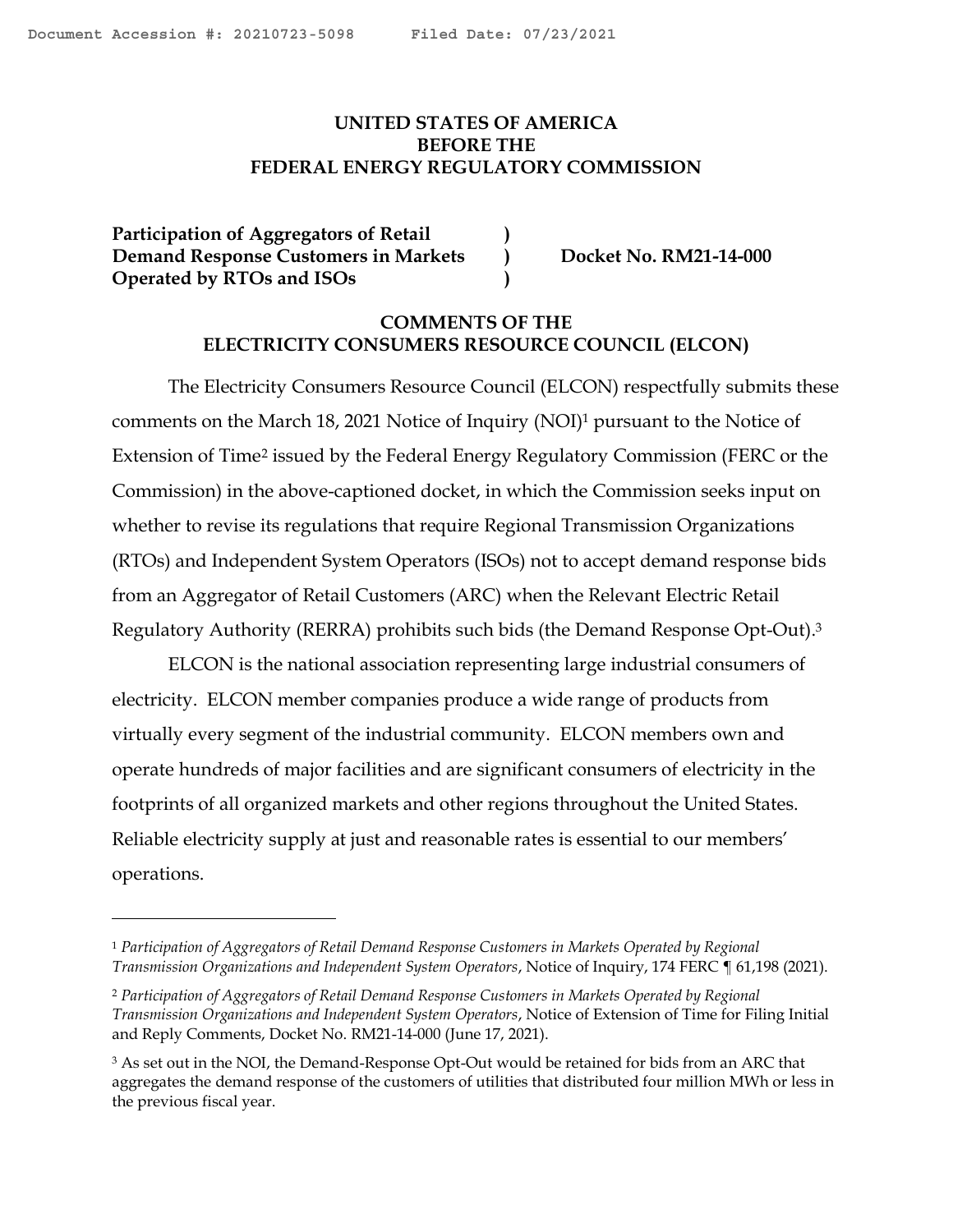**UNITED STATES OF AMERICA**
**BEFORE THE**
**FEDERAL ENERGY REGULATORY COMMISSION**

| | | |
|---|---|---|
| **Participation of Aggregators of Retail Demand Response Customers in Markets Operated by RTOs and ISOs** | **)** **)** **)** | **Docket No. RM21-14-000** |

**COMMENTS OF THE**
**ELECTRICITY CONSUMERS RESOURCE COUNCIL (ELCON)**

The Electricity Consumers Resource Council (ELCON) respectfully submits these comments on the March 18, 2021 Notice of Inquiry (NOI)[1] pursuant to the Notice of Extension of Time[2] issued by the Federal Energy Regulatory Commission (FERC or the Commission) in the above-captioned docket, in which the Commission seeks input on whether to revise its regulations that require Regional Transmission Organizations (RTOs) and Independent System Operators (ISOs) not to accept demand response bids from an Aggregator of Retail Customers (ARC) when the Relevant Electric Retail Regulatory Authority (RERRA) prohibits such bids (the Demand Response Opt-Out).[3]

ELCON is the national association representing large industrial consumers of electricity. ELCON member companies produce a wide range of products from virtually every segment of the industrial community. ELCON members own and operate hundreds of major facilities and are significant consumers of electricity in the footprints of all organized markets and other regions throughout the United States. Reliable electricity supply at just and reasonable rates is essential to our members' operations.

---

[1] *Participation of Aggregators of Retail Demand Response Customers in Markets Operated by Regional Transmission Organizations and Independent System Operators*, Notice of Inquiry, 174 FERC ¶ 61,198 (2021).

[2] *Participation of Aggregators of Retail Demand Response Customers in Markets Operated by Regional Transmission Organizations and Independent System Operators*, Notice of Extension of Time for Filing Initial and Reply Comments, Docket No. RM21-14-000 (June 17, 2021).

[3] As set out in the NOI, the Demand-Response Opt-Out would be retained for bids from an ARC that aggregates the demand response of the customers of utilities that distributed four million MWh or less in the previous fiscal year.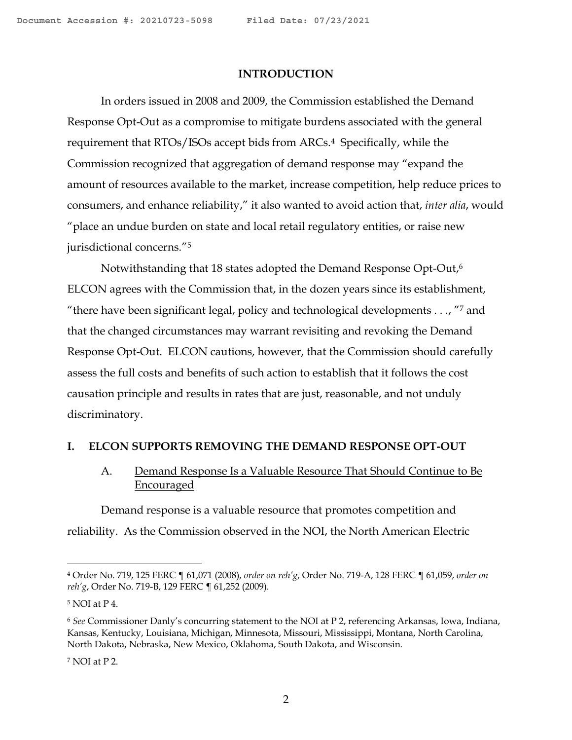## INTRODUCTION

In orders issued in 2008 and 2009, the Commission established the Demand Response Opt-Out as a compromise to mitigate burdens associated with the general requirement that RTOs/ISOs accept bids from ARCs.[4] Specifically, while the Commission recognized that aggregation of demand response may "expand the amount of resources available to the market, increase competition, help reduce prices to consumers, and enhance reliability," it also wanted to avoid action that, *inter alia*, would "place an undue burden on state and local retail regulatory entities, or raise new jurisdictional concerns."[5]

Notwithstanding that 18 states adopted the Demand Response Opt-Out,[6] ELCON agrees with the Commission that, in the dozen years since its establishment, "there have been significant legal, policy and technological developments . . ., "[7] and that the changed circumstances may warrant revisiting and revoking the Demand Response Opt-Out. ELCON cautions, however, that the Commission should carefully assess the full costs and benefits of such action to establish that it follows the cost causation principle and results in rates that are just, reasonable, and not unduly discriminatory.

## I. ELCON SUPPORTS REMOVING THE DEMAND RESPONSE OPT-OUT

### A. Demand Response Is a Valuable Resource That Should Continue to Be Encouraged

Demand response is a valuable resource that promotes competition and reliability. As the Commission observed in the NOI, the North American Electric

---

[4] Order No. 719, 125 FERC ¶ 61,071 (2008), *order on reh'g*, Order No. 719-A, 128 FERC ¶ 61,059, *order on reh'g*, Order No. 719-B, 129 FERC ¶ 61,252 (2009).

[5] NOI at P 4.

[6] *See* Commissioner Danly's concurring statement to the NOI at P 2, referencing Arkansas, Iowa, Indiana, Kansas, Kentucky, Louisiana, Michigan, Minnesota, Missouri, Mississippi, Montana, North Carolina, North Dakota, Nebraska, New Mexico, Oklahoma, South Dakota, and Wisconsin.

[7] NOI at P 2.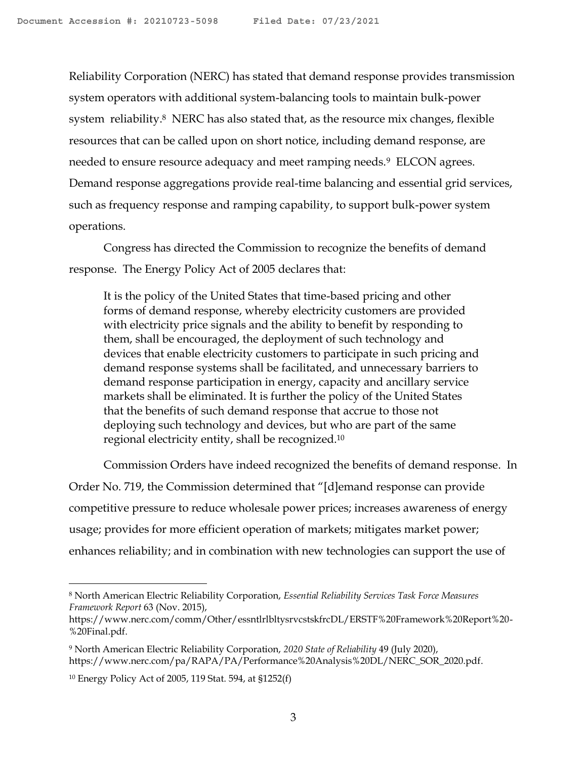Reliability Corporation (NERC) has stated that demand response provides transmission system operators with additional system-balancing tools to maintain bulk-power system reliability.[8] NERC has also stated that, as the resource mix changes, flexible resources that can be called upon on short notice, including demand response, are needed to ensure resource adequacy and meet ramping needs.[9] ELCON agrees. Demand response aggregations provide real-time balancing and essential grid services, such as frequency response and ramping capability, to support bulk-power system operations.

Congress has directed the Commission to recognize the benefits of demand response. The Energy Policy Act of 2005 declares that:

> It is the policy of the United States that time-based pricing and other forms of demand response, whereby electricity customers are provided with electricity price signals and the ability to benefit by responding to them, shall be encouraged, the deployment of such technology and devices that enable electricity customers to participate in such pricing and demand response systems shall be facilitated, and unnecessary barriers to demand response participation in energy, capacity and ancillary service markets shall be eliminated. It is further the policy of the United States that the benefits of such demand response that accrue to those not deploying such technology and devices, but who are part of the same regional electricity entity, shall be recognized.[10]

Commission Orders have indeed recognized the benefits of demand response. In Order No. 719, the Commission determined that "[d]emand response can provide competitive pressure to reduce wholesale power prices; increases awareness of energy usage; provides for more efficient operation of markets; mitigates market power; enhances reliability; and in combination with new technologies can support the use of

---

[8] North American Electric Reliability Corporation, *Essential Reliability Services Task Force Measures Framework Report* 63 (Nov. 2015), https://www.nerc.com/comm/Other/essntlrlbltysrvcstskfrcDL/ERSTF%20Framework%20Report%20-%20Final.pdf.

[9] North American Electric Reliability Corporation, *2020 State of Reliability* 49 (July 2020), https://www.nerc.com/pa/RAPA/PA/Performance%20Analysis%20DL/NERC_SOR_2020.pdf.

[10] Energy Policy Act of 2005, 119 Stat. 594, at §1252(f)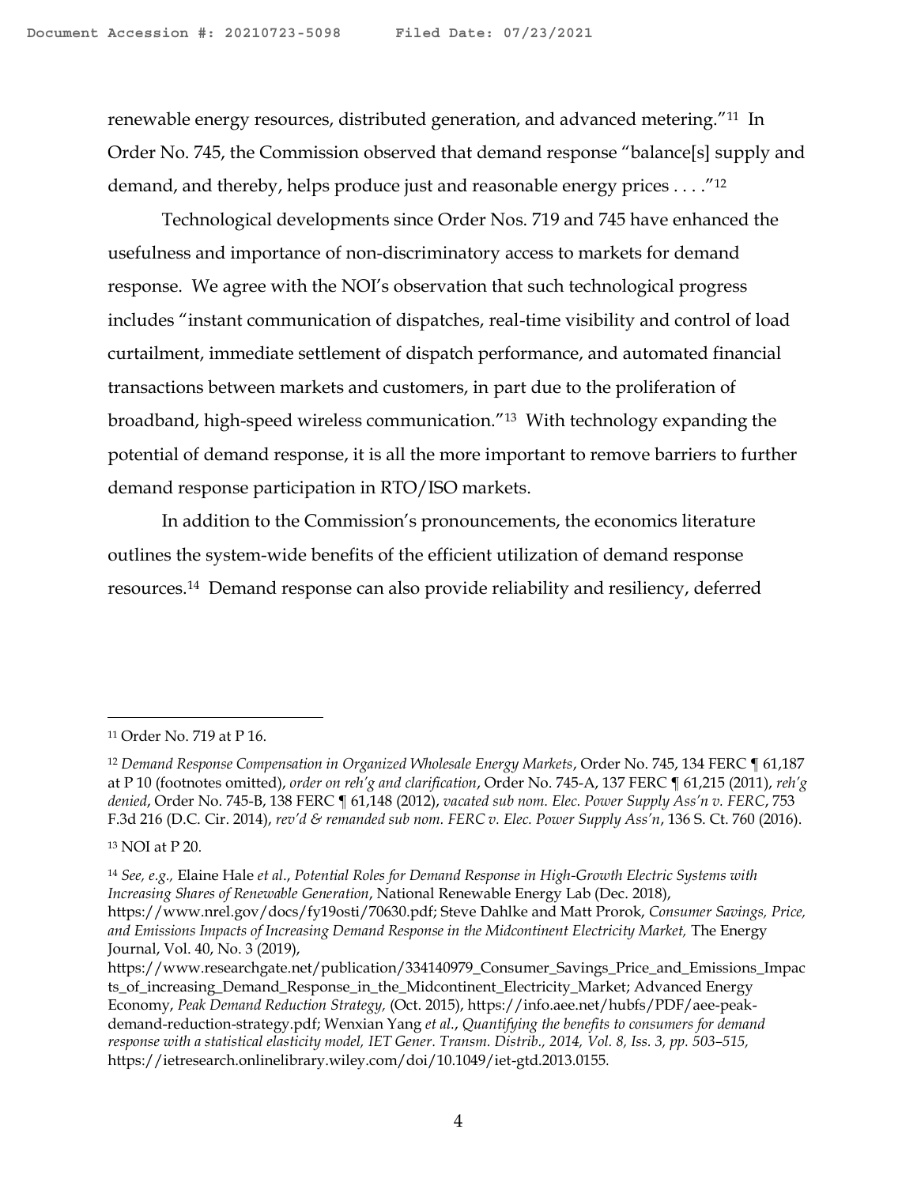renewable energy resources, distributed generation, and advanced metering."[11] In Order No. 745, the Commission observed that demand response "balance[s] supply and demand, and thereby, helps produce just and reasonable energy prices . . . ."[12]

Technological developments since Order Nos. 719 and 745 have enhanced the usefulness and importance of non-discriminatory access to markets for demand response. We agree with the NOI's observation that such technological progress includes "instant communication of dispatches, real-time visibility and control of load curtailment, immediate settlement of dispatch performance, and automated financial transactions between markets and customers, in part due to the proliferation of broadband, high-speed wireless communication."[13] With technology expanding the potential of demand response, it is all the more important to remove barriers to further demand response participation in RTO/ISO markets.

In addition to the Commission's pronouncements, the economics literature outlines the system-wide benefits of the efficient utilization of demand response resources.[14] Demand response can also provide reliability and resiliency, deferred

---

[11] Order No. 719 at P 16.

[12] *Demand Response Compensation in Organized Wholesale Energy Markets*, Order No. 745, 134 FERC ¶ 61,187 at P 10 (footnotes omitted), *order on reh'g and clarification*, Order No. 745-A, 137 FERC ¶ 61,215 (2011), *reh'g denied*, Order No. 745-B, 138 FERC ¶ 61,148 (2012), *vacated sub nom. Elec. Power Supply Ass'n v. FERC*, 753 F.3d 216 (D.C. Cir. 2014), *rev'd & remanded sub nom. FERC v. Elec. Power Supply Ass'n*, 136 S. Ct. 760 (2016).

[13] NOI at P 20.

[14] *See, e.g.,* Elaine Hale *et al*., *Potential Roles for Demand Response in High-Growth Electric Systems with Increasing Shares of Renewable Generation*, National Renewable Energy Lab (Dec. 2018), https://www.nrel.gov/docs/fy19osti/70630.pdf; Steve Dahlke and Matt Prorok, *Consumer Savings, Price, and Emissions Impacts of Increasing Demand Response in the Midcontinent Electricity Market,* The Energy Journal, Vol. 40, No. 3 (2019), https://www.researchgate.net/publication/334140979_Consumer_Savings_Price_and_Emissions_Impacts_of_increasing_Demand_Response_in_the_Midcontinent_Electricity_Market; Advanced Energy Economy, *Peak Demand Reduction Strategy,* (Oct. 2015), https://info.aee.net/hubfs/PDF/aee-peak-demand-reduction-strategy.pdf; Wenxian Yang *et al.*, *Quantifying the benefits to consumers for demand response with a statistical elasticity model, IET Gener. Transm. Distrib., 2014, Vol. 8, Iss. 3, pp. 503–515,* https://ietresearch.onlinelibrary.wiley.com/doi/10.1049/iet-gtd.2013.0155.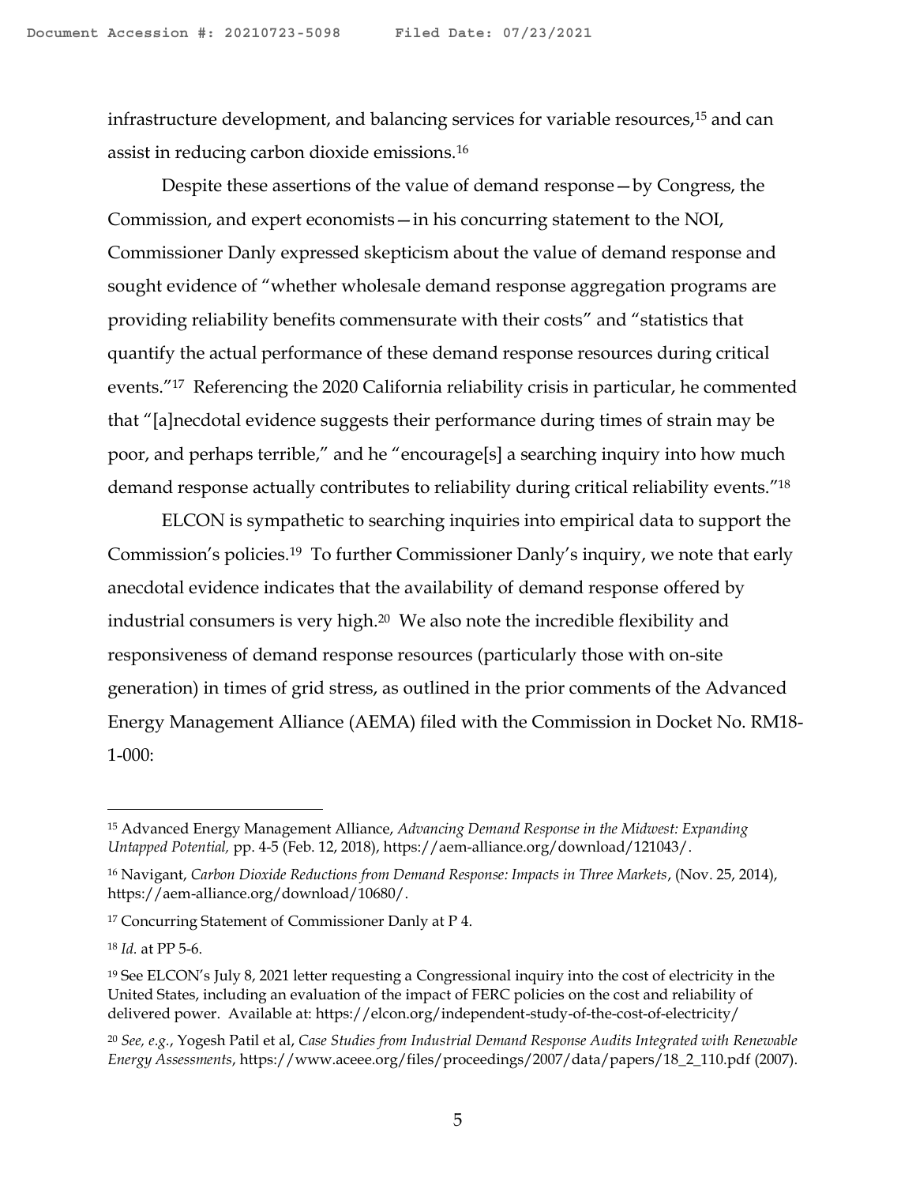infrastructure development, and balancing services for variable resources,[15] and can assist in reducing carbon dioxide emissions.[16]

Despite these assertions of the value of demand response—by Congress, the Commission, and expert economists—in his concurring statement to the NOI, Commissioner Danly expressed skepticism about the value of demand response and sought evidence of "whether wholesale demand response aggregation programs are providing reliability benefits commensurate with their costs" and "statistics that quantify the actual performance of these demand response resources during critical events."[17] Referencing the 2020 California reliability crisis in particular, he commented that "[a]necdotal evidence suggests their performance during times of strain may be poor, and perhaps terrible," and he "encourage[s] a searching inquiry into how much demand response actually contributes to reliability during critical reliability events."[18]

ELCON is sympathetic to searching inquiries into empirical data to support the Commission's policies.[19] To further Commissioner Danly's inquiry, we note that early anecdotal evidence indicates that the availability of demand response offered by industrial consumers is very high.[20] We also note the incredible flexibility and responsiveness of demand response resources (particularly those with on-site generation) in times of grid stress, as outlined in the prior comments of the Advanced Energy Management Alliance (AEMA) filed with the Commission in Docket No. RM18-1-000:

---

[15] Advanced Energy Management Alliance, *Advancing Demand Response in the Midwest: Expanding Untapped Potential,* pp. 4-5 (Feb. 12, 2018), https://aem-alliance.org/download/121043/.

[16] Navigant, *Carbon Dioxide Reductions from Demand Response: Impacts in Three Markets*, (Nov. 25, 2014), https://aem-alliance.org/download/10680/.

[17] Concurring Statement of Commissioner Danly at P 4.

[18] *Id.* at PP 5-6.

[19] See ELCON's July 8, 2021 letter requesting a Congressional inquiry into the cost of electricity in the United States, including an evaluation of the impact of FERC policies on the cost and reliability of delivered power. Available at: https://elcon.org/independent-study-of-the-cost-of-electricity/

[20] *See, e.g.*, Yogesh Patil et al, *Case Studies from Industrial Demand Response Audits Integrated with Renewable Energy Assessments*, https://www.aceee.org/files/proceedings/2007/data/papers/18_2_110.pdf (2007).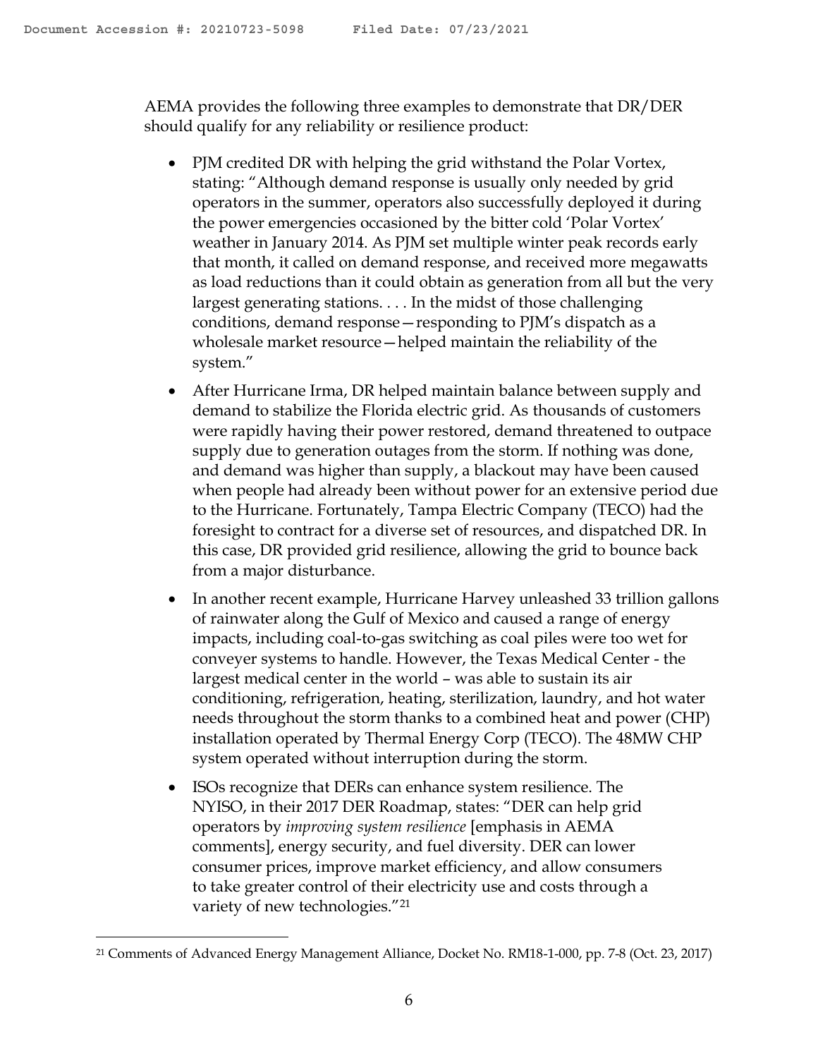AEMA provides the following three examples to demonstrate that DR/DER should qualify for any reliability or resilience product:

- PJM credited DR with helping the grid withstand the Polar Vortex, stating: "Although demand response is usually only needed by grid operators in the summer, operators also successfully deployed it during the power emergencies occasioned by the bitter cold 'Polar Vortex' weather in January 2014. As PJM set multiple winter peak records early that month, it called on demand response, and received more megawatts as load reductions than it could obtain as generation from all but the very largest generating stations. . . . In the midst of those challenging conditions, demand response—responding to PJM's dispatch as a wholesale market resource—helped maintain the reliability of the system."
- After Hurricane Irma, DR helped maintain balance between supply and demand to stabilize the Florida electric grid. As thousands of customers were rapidly having their power restored, demand threatened to outpace supply due to generation outages from the storm. If nothing was done, and demand was higher than supply, a blackout may have been caused when people had already been without power for an extensive period due to the Hurricane. Fortunately, Tampa Electric Company (TECO) had the foresight to contract for a diverse set of resources, and dispatched DR. In this case, DR provided grid resilience, allowing the grid to bounce back from a major disturbance.
- In another recent example, Hurricane Harvey unleashed 33 trillion gallons of rainwater along the Gulf of Mexico and caused a range of energy impacts, including coal-to-gas switching as coal piles were too wet for conveyer systems to handle. However, the Texas Medical Center - the largest medical center in the world – was able to sustain its air conditioning, refrigeration, heating, sterilization, laundry, and hot water needs throughout the storm thanks to a combined heat and power (CHP) installation operated by Thermal Energy Corp (TECO). The 48MW CHP system operated without interruption during the storm.
- ISOs recognize that DERs can enhance system resilience. The NYISO, in their 2017 DER Roadmap, states: "DER can help grid operators by *improving system resilience* [emphasis in AEMA comments], energy security, and fuel diversity. DER can lower consumer prices, improve market efficiency, and allow consumers to take greater control of their electricity use and costs through a variety of new technologies."[21]

---

[21] Comments of Advanced Energy Management Alliance, Docket No. RM18-1-000, pp. 7-8 (Oct. 23, 2017)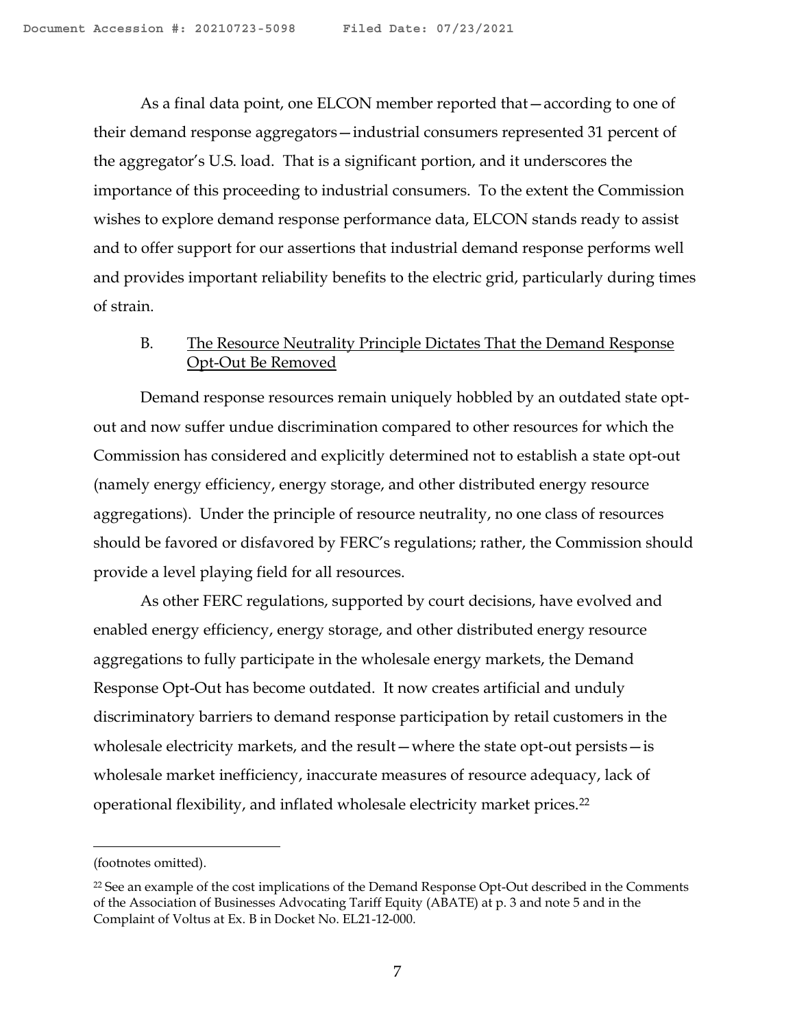As a final data point, one ELCON member reported that—according to one of their demand response aggregators—industrial consumers represented 31 percent of the aggregator's U.S. load. That is a significant portion, and it underscores the importance of this proceeding to industrial consumers. To the extent the Commission wishes to explore demand response performance data, ELCON stands ready to assist and to offer support for our assertions that industrial demand response performs well and provides important reliability benefits to the electric grid, particularly during times of strain.

### B. <u>The Resource Neutrality Principle Dictates That the Demand Response Opt-Out Be Removed</u>

Demand response resources remain uniquely hobbled by an outdated state opt-out and now suffer undue discrimination compared to other resources for which the Commission has considered and explicitly determined not to establish a state opt-out (namely energy efficiency, energy storage, and other distributed energy resource aggregations). Under the principle of resource neutrality, no one class of resources should be favored or disfavored by FERC's regulations; rather, the Commission should provide a level playing field for all resources.

As other FERC regulations, supported by court decisions, have evolved and enabled energy efficiency, energy storage, and other distributed energy resource aggregations to fully participate in the wholesale energy markets, the Demand Response Opt-Out has become outdated. It now creates artificial and unduly discriminatory barriers to demand response participation by retail customers in the wholesale electricity markets, and the result—where the state opt-out persists—is wholesale market inefficiency, inaccurate measures of resource adequacy, lack of operational flexibility, and inflated wholesale electricity market prices.[22]

---

(footnotes omitted).

[22] See an example of the cost implications of the Demand Response Opt-Out described in the Comments of the Association of Businesses Advocating Tariff Equity (ABATE) at p. 3 and note 5 and in the Complaint of Voltus at Ex. B in Docket No. EL21-12-000.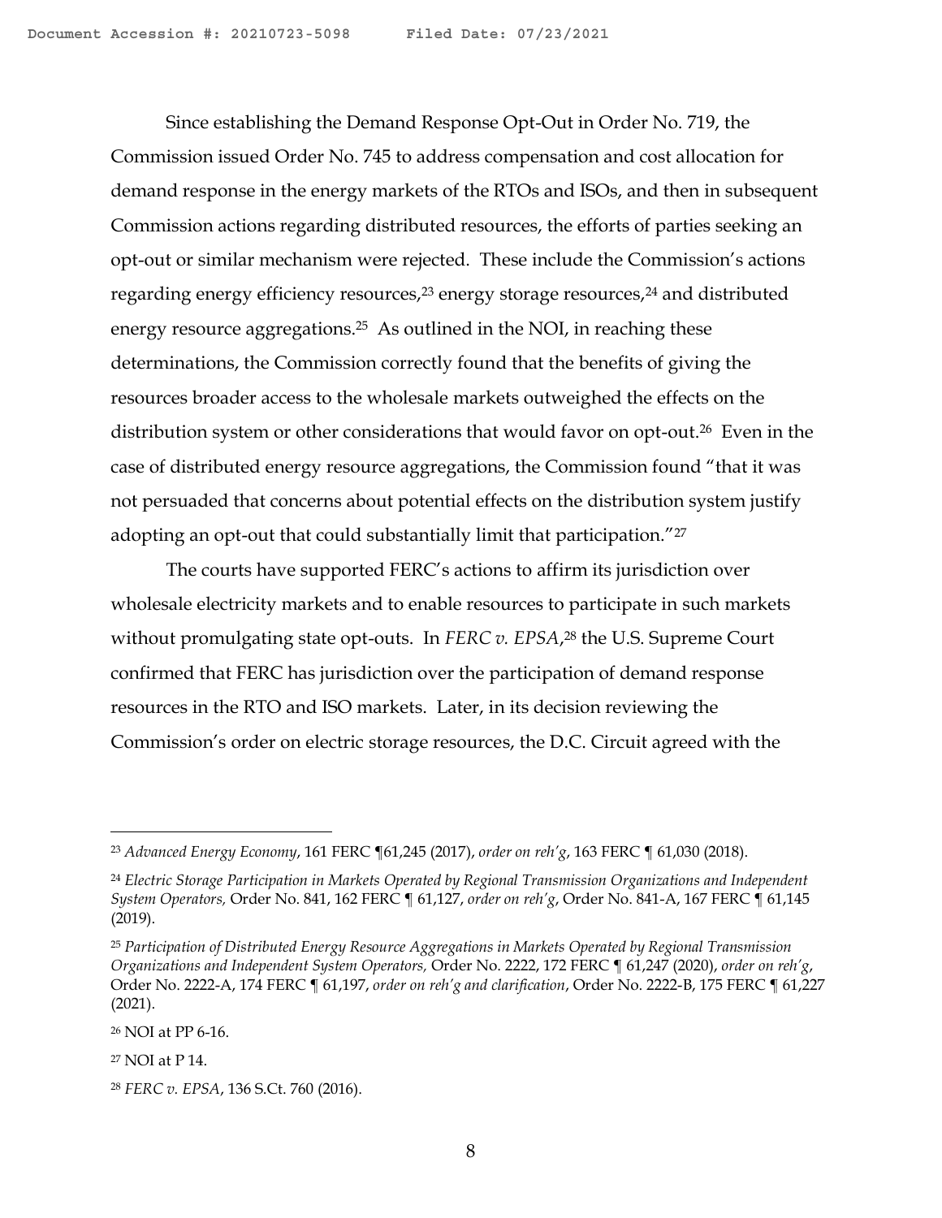Since establishing the Demand Response Opt-Out in Order No. 719, the Commission issued Order No. 745 to address compensation and cost allocation for demand response in the energy markets of the RTOs and ISOs, and then in subsequent Commission actions regarding distributed resources, the efforts of parties seeking an opt-out or similar mechanism were rejected. These include the Commission's actions regarding energy efficiency resources,[23] energy storage resources,[24] and distributed energy resource aggregations.[25] As outlined in the NOI, in reaching these determinations, the Commission correctly found that the benefits of giving the resources broader access to the wholesale markets outweighed the effects on the distribution system or other considerations that would favor on opt-out.[26] Even in the case of distributed energy resource aggregations, the Commission found "that it was not persuaded that concerns about potential effects on the distribution system justify adopting an opt-out that could substantially limit that participation."[27]

The courts have supported FERC's actions to affirm its jurisdiction over wholesale electricity markets and to enable resources to participate in such markets without promulgating state opt-outs. In *FERC v. EPSA*,[28] the U.S. Supreme Court confirmed that FERC has jurisdiction over the participation of demand response resources in the RTO and ISO markets. Later, in its decision reviewing the Commission's order on electric storage resources, the D.C. Circuit agreed with the

---

[23] *Advanced Energy Economy*, 161 FERC ¶61,245 (2017), *order on reh'g*, 163 FERC ¶ 61,030 (2018).

[24] *Electric Storage Participation in Markets Operated by Regional Transmission Organizations and Independent System Operators,* Order No. 841, 162 FERC ¶ 61,127, *order on reh'g*, Order No. 841-A, 167 FERC ¶ 61,145 (2019).

[25] *Participation of Distributed Energy Resource Aggregations in Markets Operated by Regional Transmission Organizations and Independent System Operators,* Order No. 2222, 172 FERC ¶ 61,247 (2020), *order on reh'g*, Order No. 2222-A, 174 FERC ¶ 61,197, *order on reh'g and clarification*, Order No. 2222-B, 175 FERC ¶ 61,227 (2021).

[26] NOI at PP 6-16.

[27] NOI at P 14.

[28] *FERC v. EPSA*, 136 S.Ct. 760 (2016).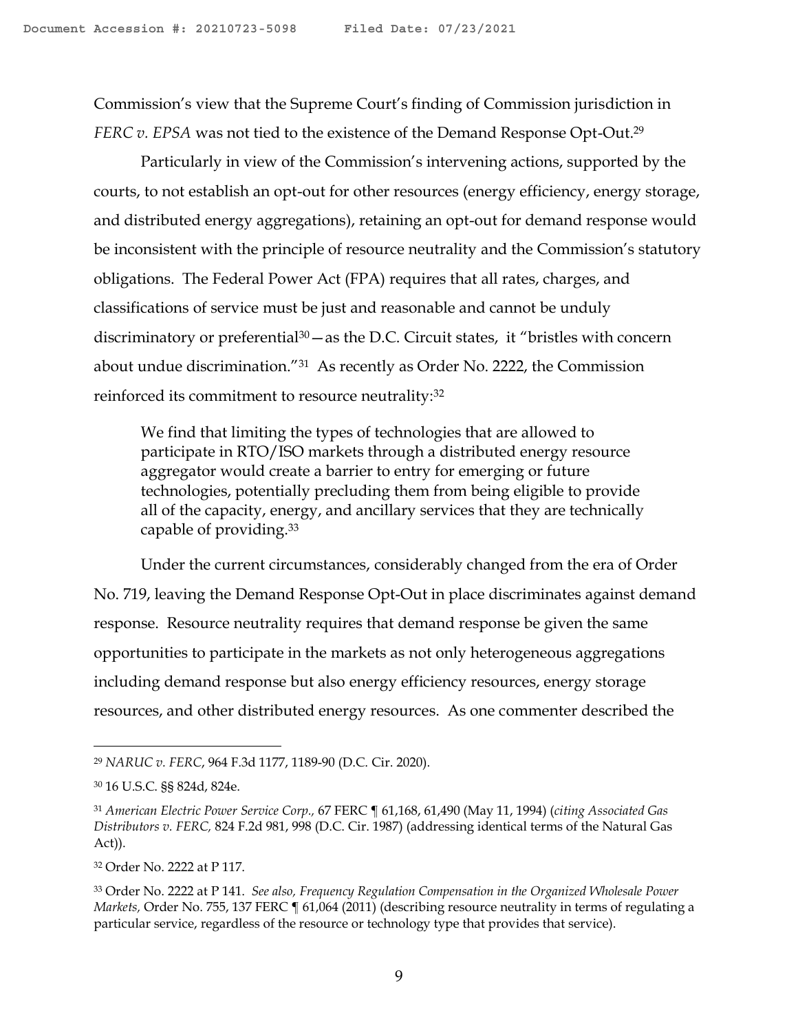Commission's view that the Supreme Court's finding of Commission jurisdiction in *FERC v. EPSA* was not tied to the existence of the Demand Response Opt-Out.[29]

Particularly in view of the Commission's intervening actions, supported by the courts, to not establish an opt-out for other resources (energy efficiency, energy storage, and distributed energy aggregations), retaining an opt-out for demand response would be inconsistent with the principle of resource neutrality and the Commission's statutory obligations. The Federal Power Act (FPA) requires that all rates, charges, and classifications of service must be just and reasonable and cannot be unduly discriminatory or preferential[30]—as the D.C. Circuit states, it "bristles with concern about undue discrimination."[31] As recently as Order No. 2222, the Commission reinforced its commitment to resource neutrality:[32]

> We find that limiting the types of technologies that are allowed to participate in RTO/ISO markets through a distributed energy resource aggregator would create a barrier to entry for emerging or future technologies, potentially precluding them from being eligible to provide all of the capacity, energy, and ancillary services that they are technically capable of providing.[33]

Under the current circumstances, considerably changed from the era of Order No. 719, leaving the Demand Response Opt-Out in place discriminates against demand response. Resource neutrality requires that demand response be given the same opportunities to participate in the markets as not only heterogeneous aggregations including demand response but also energy efficiency resources, energy storage resources, and other distributed energy resources. As one commenter described the

---

[29] *NARUC v. FERC*, 964 F.3d 1177, 1189-90 (D.C. Cir. 2020).

[30] 16 U.S.C. §§ 824d, 824e.

[31] *American Electric Power Service Corp.,* 67 FERC ¶ 61,168, 61,490 (May 11, 1994) (*citing Associated Gas Distributors v. FERC,* 824 F.2d 981, 998 (D.C. Cir. 1987) (addressing identical terms of the Natural Gas Act)).

[32] Order No. 2222 at P 117.

[33] Order No. 2222 at P 141. *See also, Frequency Regulation Compensation in the Organized Wholesale Power Markets,* Order No. 755, 137 FERC ¶ 61,064 (2011) (describing resource neutrality in terms of regulating a particular service, regardless of the resource or technology type that provides that service).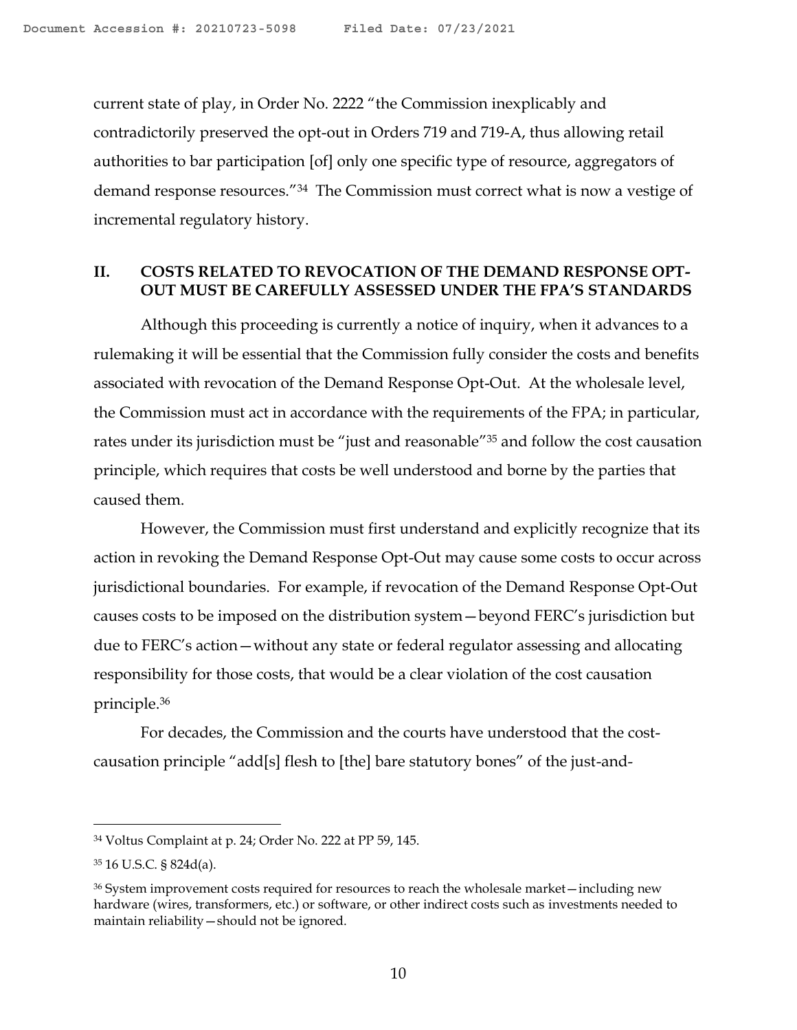current state of play, in Order No. 2222 "the Commission inexplicably and contradictorily preserved the opt-out in Orders 719 and 719-A, thus allowing retail authorities to bar participation [of] only one specific type of resource, aggregators of demand response resources."[34] The Commission must correct what is now a vestige of incremental regulatory history.

## II. COSTS RELATED TO REVOCATION OF THE DEMAND RESPONSE OPT-OUT MUST BE CAREFULLY ASSESSED UNDER THE FPA'S STANDARDS

Although this proceeding is currently a notice of inquiry, when it advances to a rulemaking it will be essential that the Commission fully consider the costs and benefits associated with revocation of the Demand Response Opt-Out. At the wholesale level, the Commission must act in accordance with the requirements of the FPA; in particular, rates under its jurisdiction must be "just and reasonable"[35] and follow the cost causation principle, which requires that costs be well understood and borne by the parties that caused them.

However, the Commission must first understand and explicitly recognize that its action in revoking the Demand Response Opt-Out may cause some costs to occur across jurisdictional boundaries. For example, if revocation of the Demand Response Opt-Out causes costs to be imposed on the distribution system—beyond FERC's jurisdiction but due to FERC's action—without any state or federal regulator assessing and allocating responsibility for those costs, that would be a clear violation of the cost causation principle.[36]

For decades, the Commission and the courts have understood that the cost-causation principle "add[s] flesh to [the] bare statutory bones" of the just-and-

---

[34] Voltus Complaint at p. 24; Order No. 222 at PP 59, 145.

[35] 16 U.S.C. § 824d(a).

[36] System improvement costs required for resources to reach the wholesale market—including new hardware (wires, transformers, etc.) or software, or other indirect costs such as investments needed to maintain reliability—should not be ignored.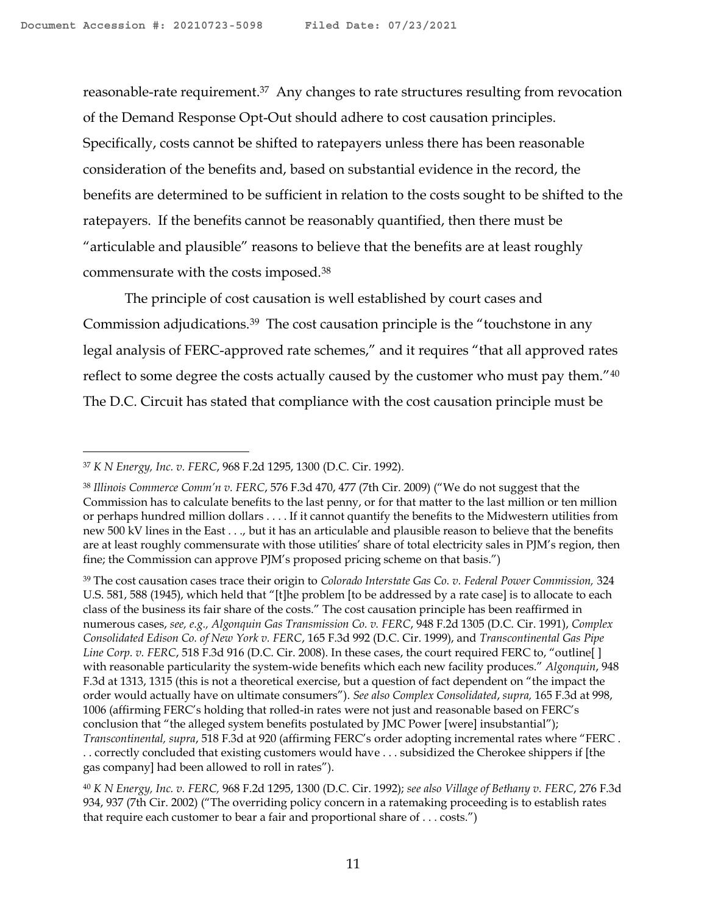reasonable-rate requirement.[37] Any changes to rate structures resulting from revocation of the Demand Response Opt-Out should adhere to cost causation principles. Specifically, costs cannot be shifted to ratepayers unless there has been reasonable consideration of the benefits and, based on substantial evidence in the record, the benefits are determined to be sufficient in relation to the costs sought to be shifted to the ratepayers. If the benefits cannot be reasonably quantified, then there must be "articulable and plausible" reasons to believe that the benefits are at least roughly commensurate with the costs imposed.[38]

The principle of cost causation is well established by court cases and Commission adjudications.[39] The cost causation principle is the "touchstone in any legal analysis of FERC-approved rate schemes," and it requires "that all approved rates reflect to some degree the costs actually caused by the customer who must pay them."[40] The D.C. Circuit has stated that compliance with the cost causation principle must be

---

[37] *K N Energy, Inc. v. FERC*, 968 F.2d 1295, 1300 (D.C. Cir. 1992).

[38] *Illinois Commerce Comm'n v. FERC*, 576 F.3d 470, 477 (7th Cir. 2009) ("We do not suggest that the Commission has to calculate benefits to the last penny, or for that matter to the last million or ten million or perhaps hundred million dollars . . . . If it cannot quantify the benefits to the Midwestern utilities from new 500 kV lines in the East . . ., but it has an articulable and plausible reason to believe that the benefits are at least roughly commensurate with those utilities' share of total electricity sales in PJM's region, then fine; the Commission can approve PJM's proposed pricing scheme on that basis.")

[39] The cost causation cases trace their origin to *Colorado Interstate Gas Co. v. Federal Power Commission,* 324 U.S. 581, 588 (1945), which held that "[t]he problem [to be addressed by a rate case] is to allocate to each class of the business its fair share of the costs." The cost causation principle has been reaffirmed in numerous cases, *see, e.g., Algonquin Gas Transmission Co. v. FERC*, 948 F.2d 1305 (D.C. Cir. 1991), *Complex Consolidated Edison Co. of New York v. FERC*, 165 F.3d 992 (D.C. Cir. 1999), and *Transcontinental Gas Pipe Line Corp. v. FERC*, 518 F.3d 916 (D.C. Cir. 2008). In these cases, the court required FERC to, "outline[ ] with reasonable particularity the system-wide benefits which each new facility produces." *Algonquin*, 948 F.3d at 1313, 1315 (this is not a theoretical exercise, but a question of fact dependent on "the impact the order would actually have on ultimate consumers"). *See also Complex Consolidated*, *supra,* 165 F.3d at 998, 1006 (affirming FERC's holding that rolled-in rates were not just and reasonable based on FERC's conclusion that "the alleged system benefits postulated by JMC Power [were] insubstantial"); *Transcontinental, supra*, 518 F.3d at 920 (affirming FERC's order adopting incremental rates where "FERC . . . correctly concluded that existing customers would have . . . subsidized the Cherokee shippers if [the gas company] had been allowed to roll in rates").

[40] *K N Energy, Inc. v. FERC,* 968 F.2d 1295, 1300 (D.C. Cir. 1992); *see also Village of Bethany v. FERC*, 276 F.3d 934, 937 (7th Cir. 2002) ("The overriding policy concern in a ratemaking proceeding is to establish rates that require each customer to bear a fair and proportional share of . . . costs.")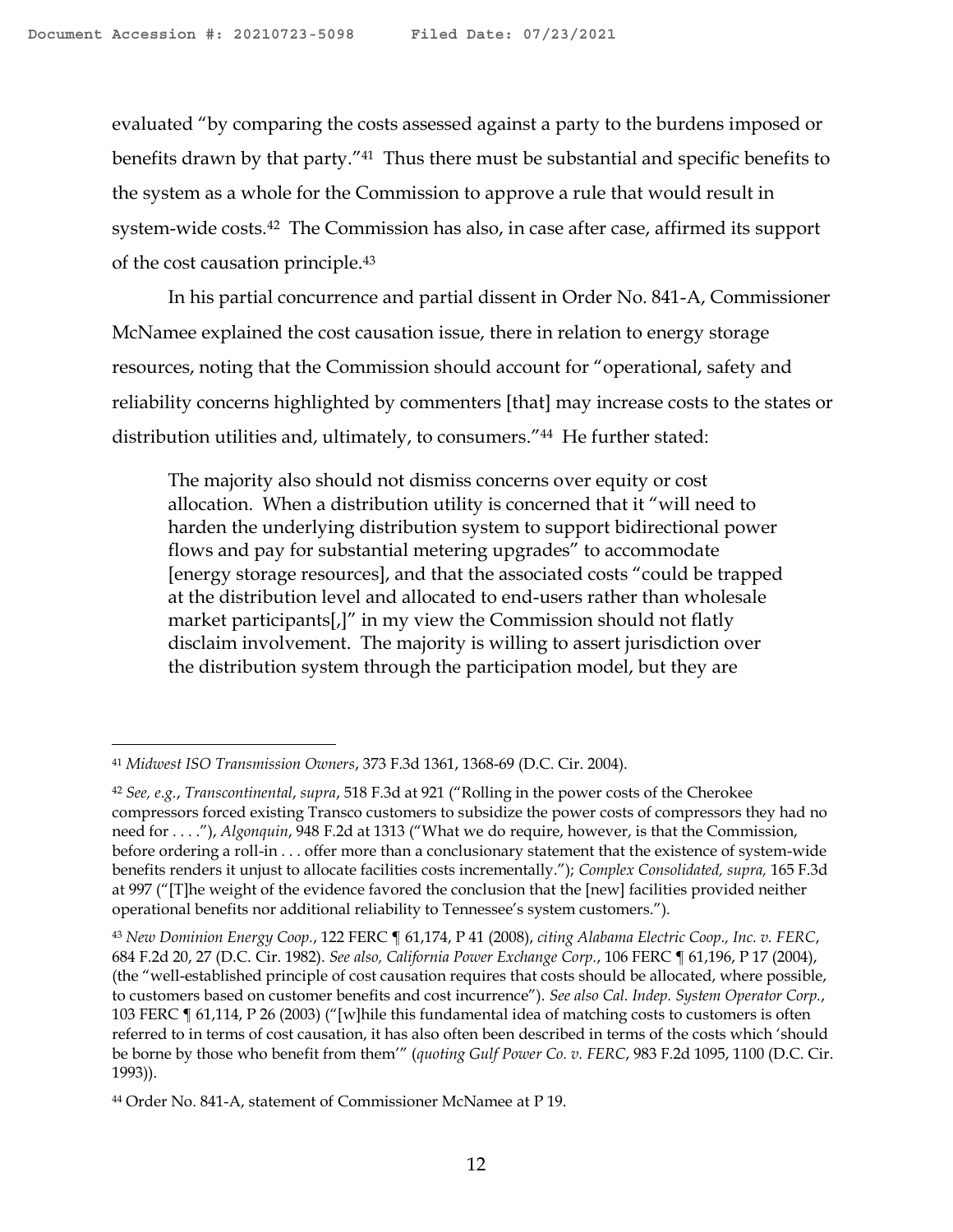evaluated "by comparing the costs assessed against a party to the burdens imposed or benefits drawn by that party."[41] Thus there must be substantial and specific benefits to the system as a whole for the Commission to approve a rule that would result in system-wide costs.[42] The Commission has also, in case after case, affirmed its support of the cost causation principle.[43]

In his partial concurrence and partial dissent in Order No. 841-A, Commissioner McNamee explained the cost causation issue, there in relation to energy storage resources, noting that the Commission should account for "operational, safety and reliability concerns highlighted by commenters [that] may increase costs to the states or distribution utilities and, ultimately, to consumers."[44] He further stated:

> The majority also should not dismiss concerns over equity or cost allocation. When a distribution utility is concerned that it "will need to harden the underlying distribution system to support bidirectional power flows and pay for substantial metering upgrades" to accommodate [energy storage resources], and that the associated costs "could be trapped at the distribution level and allocated to end-users rather than wholesale market participants[,]" in my view the Commission should not flatly disclaim involvement. The majority is willing to assert jurisdiction over the distribution system through the participation model, but they are

---

[41] *Midwest ISO Transmission Owners*, 373 F.3d 1361, 1368-69 (D.C. Cir. 2004).

[42] *See, e.g.*, *Transcontinental*, *supra*, 518 F.3d at 921 ("Rolling in the power costs of the Cherokee compressors forced existing Transco customers to subsidize the power costs of compressors they had no need for . . . ."), *Algonquin*, 948 F.2d at 1313 ("What we do require, however, is that the Commission, before ordering a roll-in . . . offer more than a conclusionary statement that the existence of system-wide benefits renders it unjust to allocate facilities costs incrementally."); *Complex Consolidated, supra,* 165 F.3d at 997 ("[T]he weight of the evidence favored the conclusion that the [new] facilities provided neither operational benefits nor additional reliability to Tennessee's system customers.").

[43] *New Dominion Energy Coop.*, 122 FERC ¶ 61,174, P 41 (2008), *citing Alabama Electric Coop., Inc. v. FERC*, 684 F.2d 20, 27 (D.C. Cir. 1982). *See also, California Power Exchange Corp.*, 106 FERC ¶ 61,196, P 17 (2004), (the "well-established principle of cost causation requires that costs should be allocated, where possible, to customers based on customer benefits and cost incurrence"). *See also Cal. Indep. System Operator Corp.*, 103 FERC ¶ 61,114, P 26 (2003) ("[w]hile this fundamental idea of matching costs to customers is often referred to in terms of cost causation, it has also often been described in terms of the costs which 'should be borne by those who benefit from them'" (*quoting Gulf Power Co. v. FERC*, 983 F.2d 1095, 1100 (D.C. Cir. 1993)).

[44] Order No. 841-A, statement of Commissioner McNamee at P 19.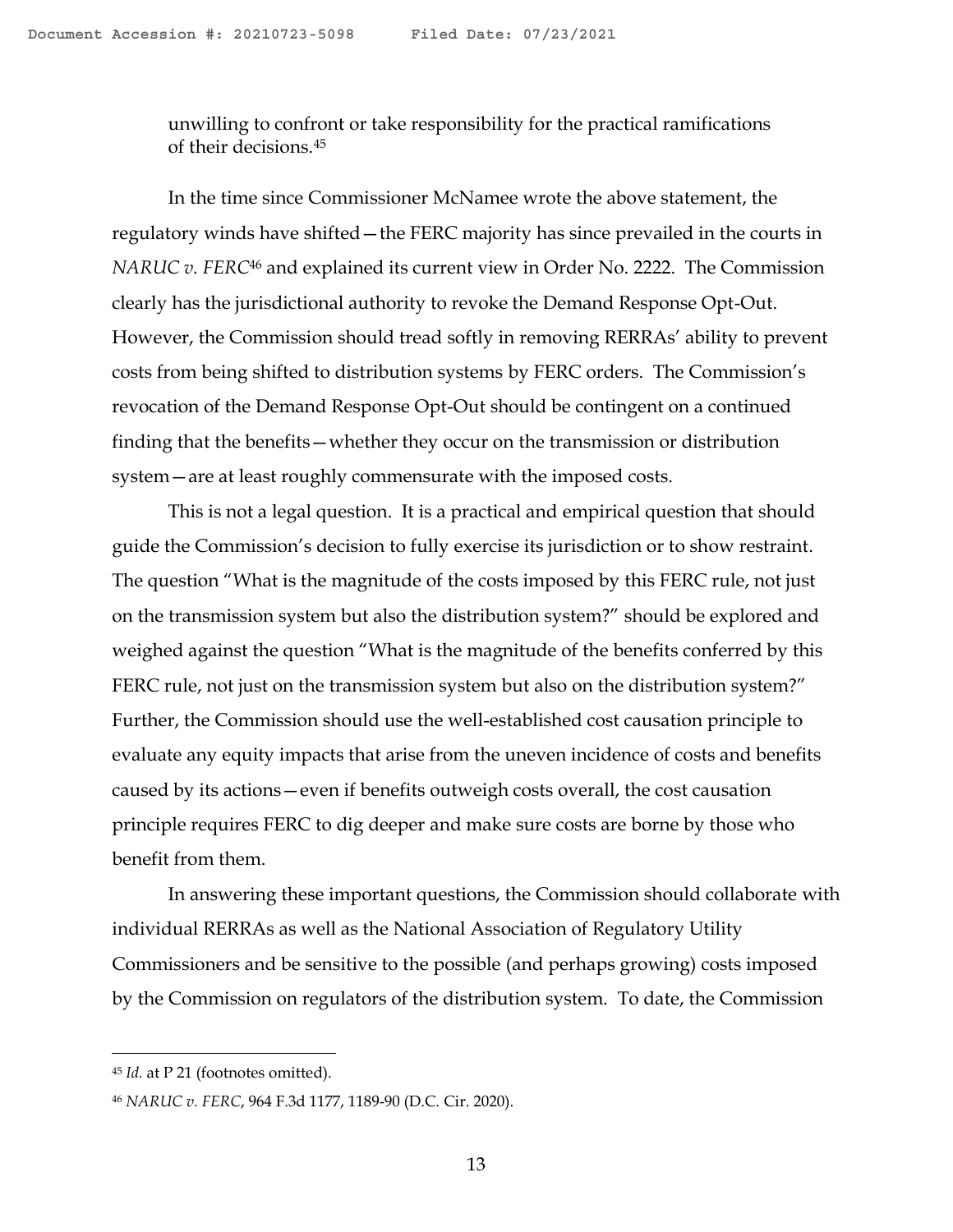> unwilling to confront or take responsibility for the practical ramifications of their decisions.[45]

In the time since Commissioner McNamee wrote the above statement, the regulatory winds have shifted—the FERC majority has since prevailed in the courts in *NARUC v. FERC*[46] and explained its current view in Order No. 2222. The Commission clearly has the jurisdictional authority to revoke the Demand Response Opt-Out. However, the Commission should tread softly in removing RERRAs' ability to prevent costs from being shifted to distribution systems by FERC orders. The Commission's revocation of the Demand Response Opt-Out should be contingent on a continued finding that the benefits—whether they occur on the transmission or distribution system—are at least roughly commensurate with the imposed costs.

This is not a legal question. It is a practical and empirical question that should guide the Commission's decision to fully exercise its jurisdiction or to show restraint. The question "What is the magnitude of the costs imposed by this FERC rule, not just on the transmission system but also the distribution system?" should be explored and weighed against the question "What is the magnitude of the benefits conferred by this FERC rule, not just on the transmission system but also on the distribution system?" Further, the Commission should use the well-established cost causation principle to evaluate any equity impacts that arise from the uneven incidence of costs and benefits caused by its actions—even if benefits outweigh costs overall, the cost causation principle requires FERC to dig deeper and make sure costs are borne by those who benefit from them.

In answering these important questions, the Commission should collaborate with individual RERRAs as well as the National Association of Regulatory Utility Commissioners and be sensitive to the possible (and perhaps growing) costs imposed by the Commission on regulators of the distribution system. To date, the Commission

---

[45] *Id.* at P 21 (footnotes omitted).

[46] *NARUC v. FERC*, 964 F.3d 1177, 1189-90 (D.C. Cir. 2020).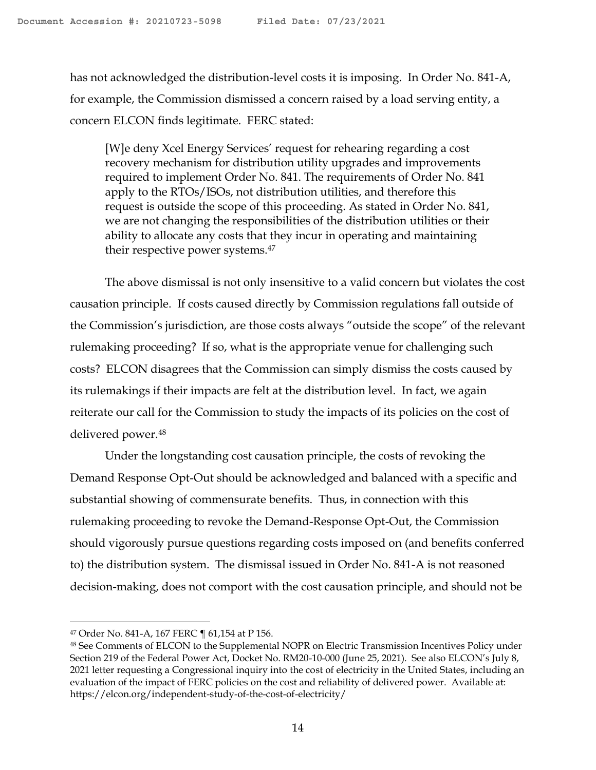has not acknowledged the distribution-level costs it is imposing. In Order No. 841-A, for example, the Commission dismissed a concern raised by a load serving entity, a concern ELCON finds legitimate. FERC stated:

> [W]e deny Xcel Energy Services' request for rehearing regarding a cost recovery mechanism for distribution utility upgrades and improvements required to implement Order No. 841. The requirements of Order No. 841 apply to the RTOs/ISOs, not distribution utilities, and therefore this request is outside the scope of this proceeding. As stated in Order No. 841, we are not changing the responsibilities of the distribution utilities or their ability to allocate any costs that they incur in operating and maintaining their respective power systems.[47]

The above dismissal is not only insensitive to a valid concern but violates the cost causation principle. If costs caused directly by Commission regulations fall outside of the Commission's jurisdiction, are those costs always "outside the scope" of the relevant rulemaking proceeding? If so, what is the appropriate venue for challenging such costs? ELCON disagrees that the Commission can simply dismiss the costs caused by its rulemakings if their impacts are felt at the distribution level. In fact, we again reiterate our call for the Commission to study the impacts of its policies on the cost of delivered power.[48]

Under the longstanding cost causation principle, the costs of revoking the Demand Response Opt-Out should be acknowledged and balanced with a specific and substantial showing of commensurate benefits. Thus, in connection with this rulemaking proceeding to revoke the Demand-Response Opt-Out, the Commission should vigorously pursue questions regarding costs imposed on (and benefits conferred to) the distribution system. The dismissal issued in Order No. 841-A is not reasoned decision-making, does not comport with the cost causation principle, and should not be

---

[47] Order No. 841-A, 167 FERC ¶ 61,154 at P 156.

[48] See Comments of ELCON to the Supplemental NOPR on Electric Transmission Incentives Policy under Section 219 of the Federal Power Act, Docket No. RM20-10-000 (June 25, 2021). See also ELCON's July 8, 2021 letter requesting a Congressional inquiry into the cost of electricity in the United States, including an evaluation of the impact of FERC policies on the cost and reliability of delivered power. Available at: https://elcon.org/independent-study-of-the-cost-of-electricity/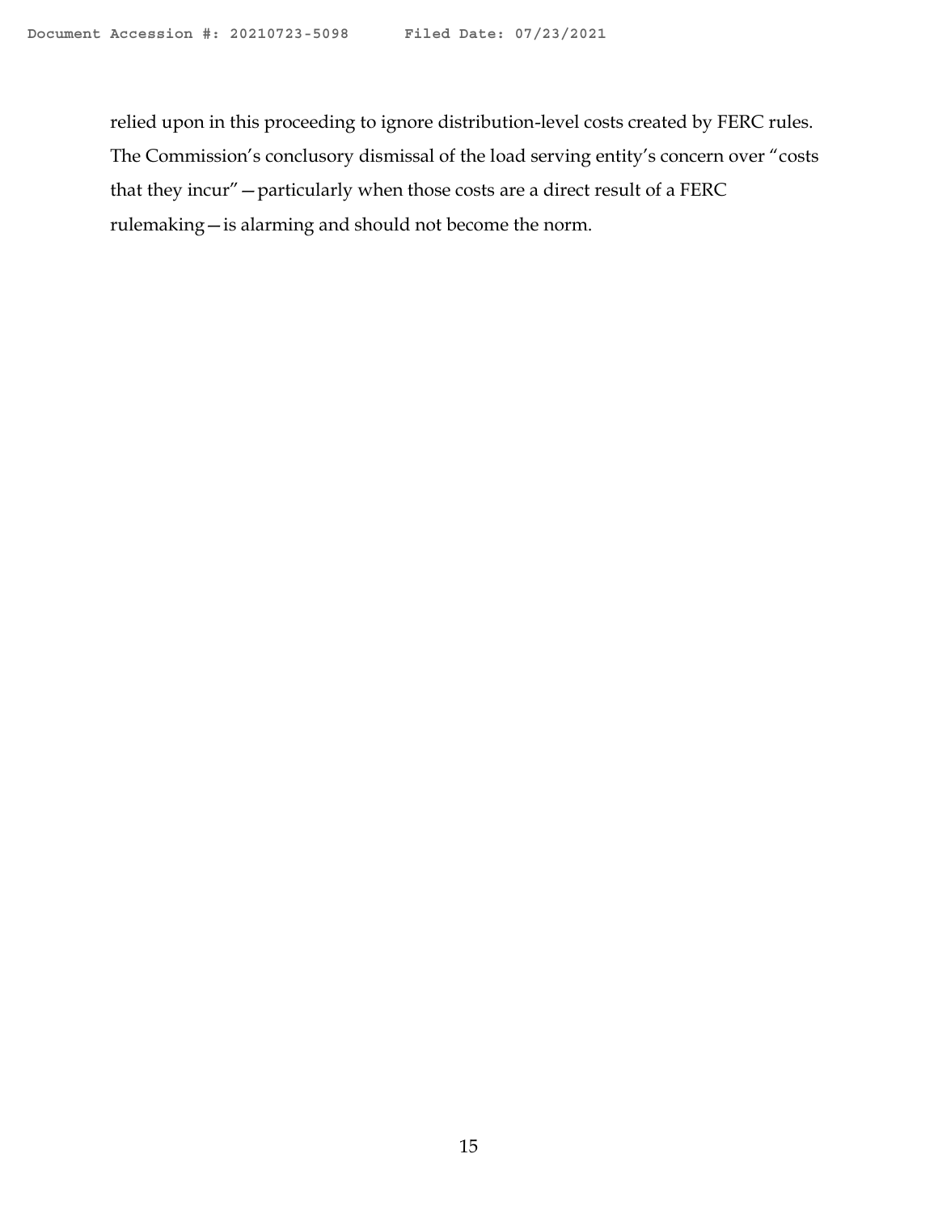relied upon in this proceeding to ignore distribution-level costs created by FERC rules. The Commission's conclusory dismissal of the load serving entity's concern over "costs that they incur"—particularly when those costs are a direct result of a FERC rulemaking—is alarming and should not become the norm.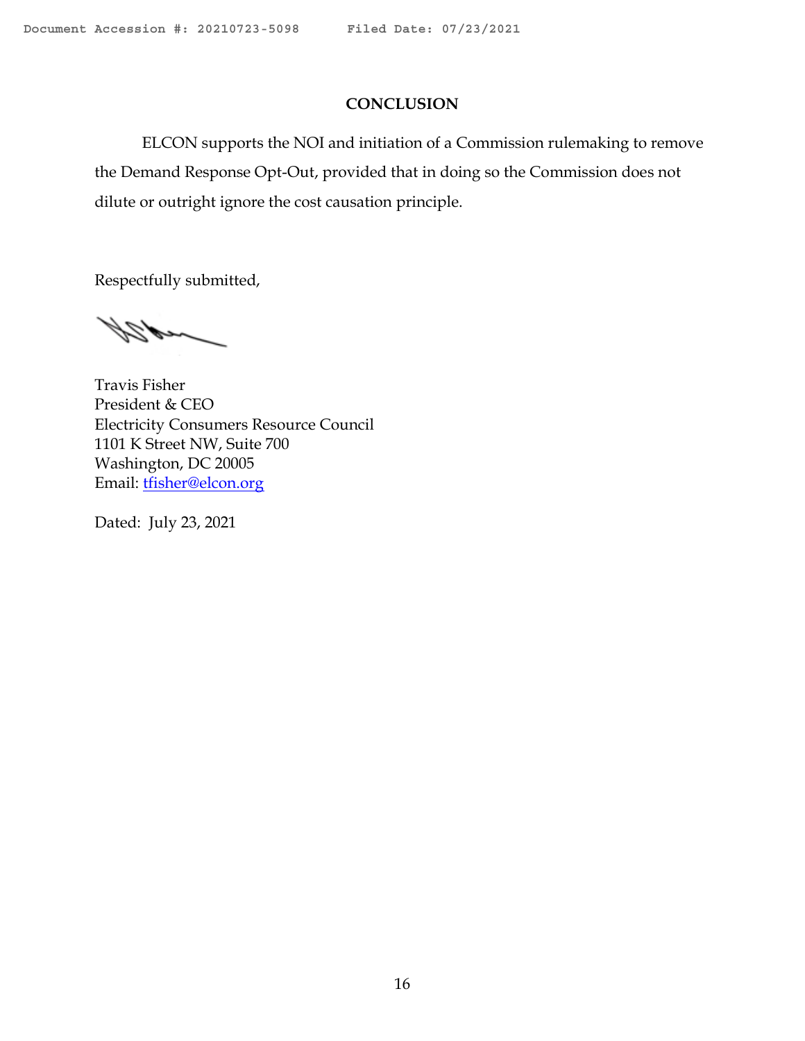## CONCLUSION

ELCON supports the NOI and initiation of a Commission rulemaking to remove the Demand Response Opt-Out, provided that in doing so the Commission does not dilute or outright ignore the cost causation principle.

Respectfully submitted,

Travis Fisher  
President & CEO  
Electricity Consumers Resource Council  
1101 K Street NW, Suite 700  
Washington, DC 20005  
Email: tfisher@elcon.org

Dated: July 23, 2021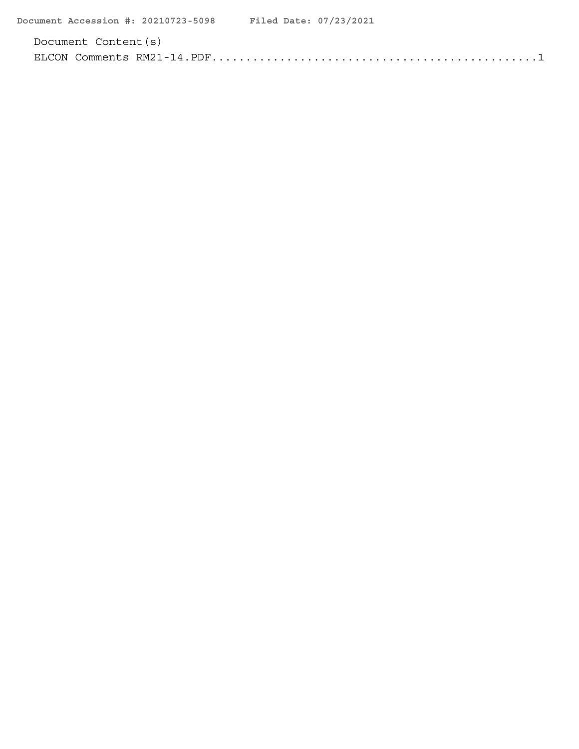Document Accession #: 20210723-5098 Filed Date: 07/23/2021

Document Content(s)

ELCON Comments RM21-14.PDF..............................................1